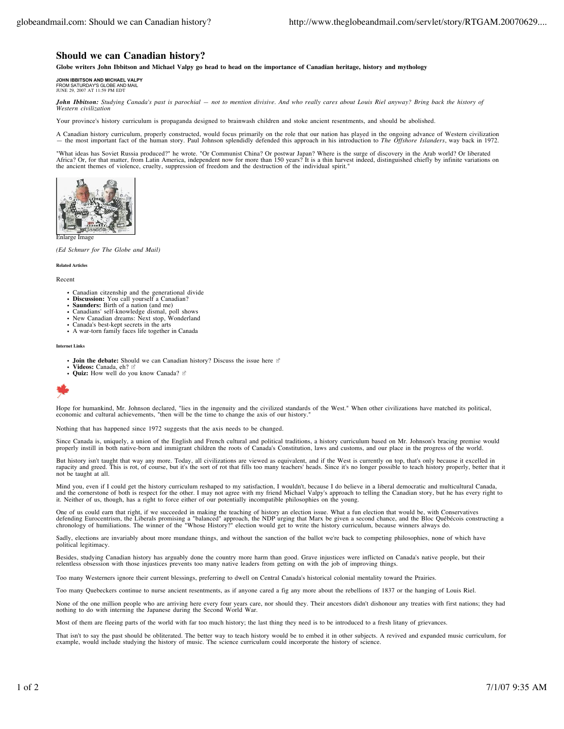# Should we can Canadian history?

**Globe writers John Ibbitson and Michael Valpy go head to head on the importance of Canadian heritage, history and mythology**

JOHN IBBITSON AND MICHAEL VALPY
FROM SATURDAY'S GLOBE AND MAIL
JUNE 29, 2007 AT 11:59 PM EDT

***John Ibbitson:*** *Studying Canada's past is parochial — not to mention divisive. And who really cares about Louis Riel anyway? Bring back the history of Western civilization*

Your province's history curriculum is propaganda designed to brainwash children and stoke ancient resentments, and should be abolished.

A Canadian history curriculum, properly constructed, would focus primarily on the role that our nation has played in the ongoing advance of Western civilization — the most important fact of the human story. Paul Johnson splendidly defended this approach in his introduction to *The Offshore Islanders*, way back in 1972.

"What ideas has Soviet Russia produced?" he wrote. "Or Communist China? Or postwar Japan? Where is the surge of discovery in the Arab world? Or liberated Africa? Or, for that matter, from Latin America, independent now for more than 150 years? It is a thin harvest indeed, distinguished chiefly by infinite variations on the ancient themes of violence, cruelty, suppression of freedom and the destruction of the individual spirit."

Enlarge Image

*(Ed Schnurr for The Globe and Mail)*

**Related Articles**

Recent

- Canadian citizenship and the generational divide
- **Discussion:** You call yourself a Canadian?
- **Saunders:** Birth of a nation (and me)
- Canadians' self-knowledge dismal, poll shows
- New Canadian dreams: Next stop, Wonderland
- Canada's best-kept secrets in the arts
- A war-torn family faces life together in Canada

**Internet Links**

- **Join the debate:** Should we can Canadian history? Discuss the issue here
- **Videos:** Canada, eh?
- **Quiz:** How well do you know Canada?

Hope for humankind, Mr. Johnson declared, "lies in the ingenuity and the civilized standards of the West." When other civilizations have matched its political, economic and cultural achievements, "then will be the time to change the axis of our history."

Nothing that has happened since 1972 suggests that the axis needs to be changed.

Since Canada is, uniquely, a union of the English and French cultural and political traditions, a history curriculum based on Mr. Johnson's bracing premise would properly instill in both native-born and immigrant children the roots of Canada's Constitution, laws and customs, and our place in the progress of the world.

But history isn't taught that way any more. Today, all civilizations are viewed as equivalent, and if the West is currently on top, that's only because it excelled in rapacity and greed. This is rot, of course, but it's the sort of rot that fills too many teachers' heads. Since it's no longer possible to teach history properly, better that it not be taught at all.

Mind you, even if I could get the history curriculum reshaped to my satisfaction, I wouldn't, because I do believe in a liberal democratic and multicultural Canada, and the cornerstone of both is respect for the other. I may not agree with my friend Michael Valpy's approach to telling the Canadian story, but he has every right to it. Neither of us, though, has a right to force either of our potentially incompatible philosophies on the young.

One of us could earn that right, if we succeeded in making the teaching of history an election issue. What a fun election that would be, with Conservatives defending Eurocentrism, the Liberals promising a "balanced" approach, the NDP urging that Marx be given a second chance, and the Bloc Québécois constructing a chronology of humiliations. The winner of the "Whose History?" election would get to write the history curriculum, because winners always do.

Sadly, elections are invariably about more mundane things, and without the sanction of the ballot we're back to competing philosophies, none of which have political legitimacy.

Besides, studying Canadian history has arguably done the country more harm than good. Grave injustices were inflicted on Canada's native people, but their relentless obsession with those injustices prevents too many native leaders from getting on with the job of improving things.

Too many Westerners ignore their current blessings, preferring to dwell on Central Canada's historical colonial mentality toward the Prairies.

Too many Quebeckers continue to nurse ancient resentments, as if anyone cared a fig any more about the rebellions of 1837 or the hanging of Louis Riel.

None of the one million people who are arriving here every four years care, nor should they. Their ancestors didn't dishonour any treaties with first nations; they had nothing to do with interning the Japanese during the Second World War.

Most of them are fleeing parts of the world with far too much history; the last thing they need is to be introduced to a fresh litany of grievances.

That isn't to say the past should be obliterated. The better way to teach history would be to embed it in other subjects. A revived and expanded music curriculum, for example, would include studying the history of music. The science curriculum could incorporate the history of science.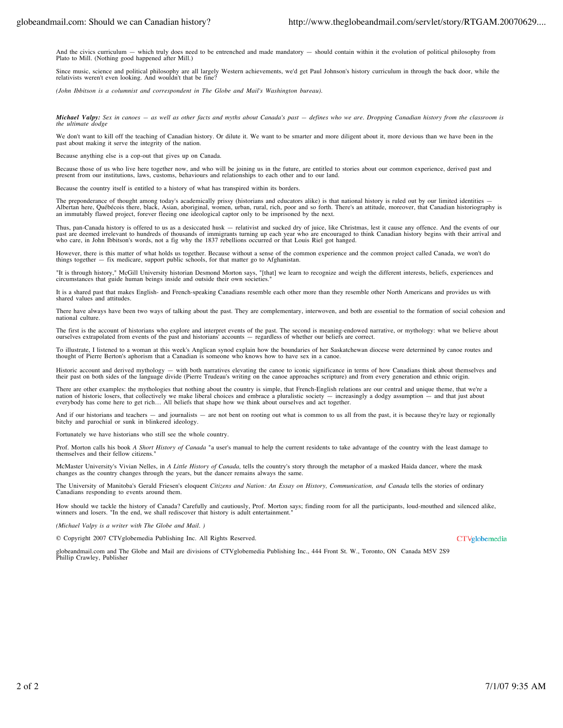And the civics curriculum — which truly does need to be entrenched and made mandatory — should contain within it the evolution of political philosophy from Plato to Mill. (Nothing good happened after Mill.)

Since music, science and political philosophy are all largely Western achievements, we'd get Paul Johnson's history curriculum in through the back door, while the relativists weren't even looking. And wouldn't that be fine?

*(John Ibbitson is a columnist and correspondent in The Globe and Mail's Washington bureau).*

***Michael Valpy:*** *Sex in canoes — as well as other facts and myths about Canada's past — defines who we are. Dropping Canadian history from the classroom is the ultimate dodge*

We don't want to kill off the teaching of Canadian history. Or dilute it. We want to be smarter and more diligent about it, more devious than we have been in the past about making it serve the integrity of the nation.

Because anything else is a cop-out that gives up on Canada.

Because those of us who live here together now, and who will be joining us in the future, are entitled to stories about our common experience, derived past and present from our institutions, laws, customs, behaviours and relationships to each other and to our land.

Because the country itself is entitled to a history of what has transpired within its borders.

The preponderance of thought among today's academically prissy (historians and educators alike) is that national history is ruled out by our limited identities — Albertan here, Québécois there, black, Asian, aboriginal, women, urban, rural, rich, poor and so forth. There's an attitude, moreover, that Canadian historiography is an immutably flawed project, forever fleeing one ideological captor only to be imprisoned by the next.

Thus, pan-Canada history is offered to us as a desiccated husk — relativist and sucked dry of juice, like Christmas, lest it cause any offence. And the events of our past are deemed irrelevant to hundreds of thousands of immigrants turning up each year who are encouraged to think Canadian history begins with their arrival and who care, in John Ibbitson's words, not a fig why the 1837 rebellions occurred or that Louis Riel got hanged.

However, there is this matter of what holds us together. Because without a sense of the common experience and the common project called Canada, we won't do things together — fix medicare, support public schools, for that matter go to Afghanistan.

"It is through history," McGill University historian Desmond Morton says, "[that] we learn to recognize and weigh the different interests, beliefs, experiences and circumstances that guide human beings inside and outside their own societies."

It is a shared past that makes English- and French-speaking Canadians resemble each other more than they resemble other North Americans and provides us with shared values and attitudes.

There have always have been two ways of talking about the past. They are complementary, interwoven, and both are essential to the formation of social cohesion and national culture.

The first is the account of historians who explore and interpret events of the past. The second is meaning-endowed narrative, or mythology: what we believe about ourselves extrapolated from events of the past and historians' accounts — regardless of whether our beliefs are correct.

To illustrate, I listened to a woman at this week's Anglican synod explain how the boundaries of her Saskatchewan diocese were determined by canoe routes and thought of Pierre Berton's aphorism that a Canadian is someone who knows how to have sex in a canoe.

Historic account and derived mythology — with both narratives elevating the canoe to iconic significance in terms of how Canadians think about themselves and their past on both sides of the language divide (Pierre Trudeau's writing on the canoe approaches scripture) and from every generation and ethnic origin.

There are other examples: the mythologies that nothing about the country is simple, that French-English relations are our central and unique theme, that we're a nation of historic losers, that collectively we make liberal choices and embrace a pluralistic society — increasingly a dodgy assumption — and that just about everybody has come here to get rich… All beliefs that shape how we think about ourselves and act together.

And if our historians and teachers — and journalists — are not bent on rooting out what is common to us all from the past, it is because they're lazy or regionally bitchy and parochial or sunk in blinkered ideology.

Fortunately we have historians who still see the whole country.

Prof. Morton calls his book *A Short History of Canada* "a user's manual to help the current residents to take advantage of the country with the least damage to themselves and their fellow citizens."

McMaster University's Vivian Nelles, in *A Little History of Canada,* tells the country's story through the metaphor of a masked Haida dancer, where the mask changes as the country changes through the years, but the dancer remains always the same.

The University of Manitoba's Gerald Friesen's eloquent *Citizens and Nation: An Essay on History, Communication, and Canada* tells the stories of ordinary Canadians responding to events around them.

How should we tackle the history of Canada? Carefully and cautiously, Prof. Morton says; finding room for all the participants, loud-mouthed and silenced alike, winners and losers. "In the end, we shall rediscover that history is adult entertainment."

*(Michael Valpy is a writer with The Globe and Mail. )*

© Copyright 2007 CTVglobemedia Publishing Inc. All Rights Reserved.

CTVglobemedia

globeandmail.com and The Globe and Mail are divisions of CTVglobemedia Publishing Inc., 444 Front St. W., Toronto, ON Canada M5V 2S9
Phillip Crawley, Publisher